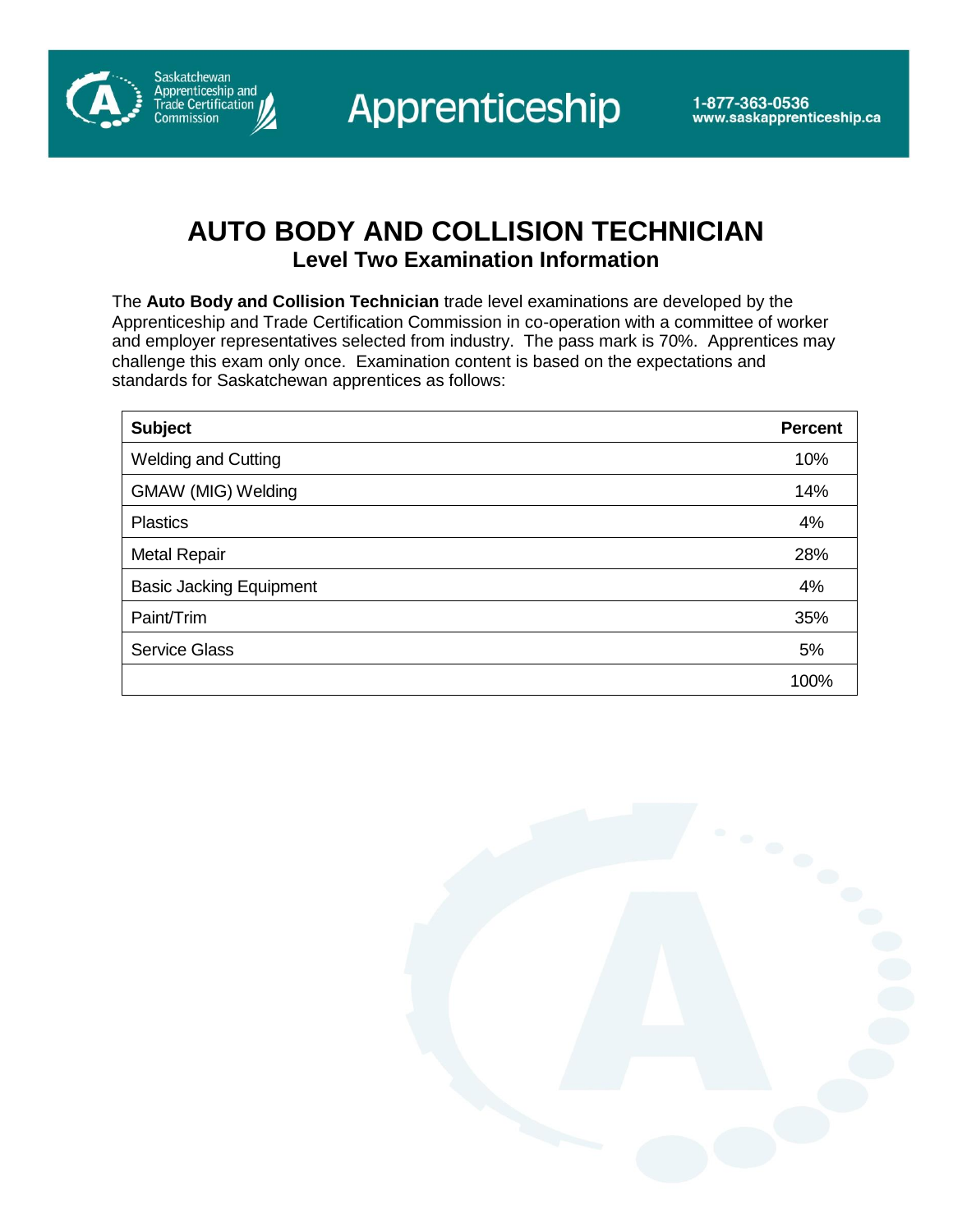# AUTO BODY AND COLLISION TECHNICIAN

## Level Two Examination Information

The **Auto Body and Collision Technician** trade level examinations are developed by the Apprenticeship and Trade Certification Commission in co-operation with a committee of worker and employer representatives selected from industry. The pass mark is 70%. Apprentices may challenge this exam only once. Examination content is based on the expectations and standards for Saskatchewan apprentices as follows:

| Subject | Percent |
|---|---|
| Welding and Cutting | 10% |
| GMAW (MIG) Welding | 14% |
| Plastics | 4% |
| Metal Repair | 28% |
| Basic Jacking Equipment | 4% |
| Paint/Trim | 35% |
| Service Glass | 5% |
| | 100% |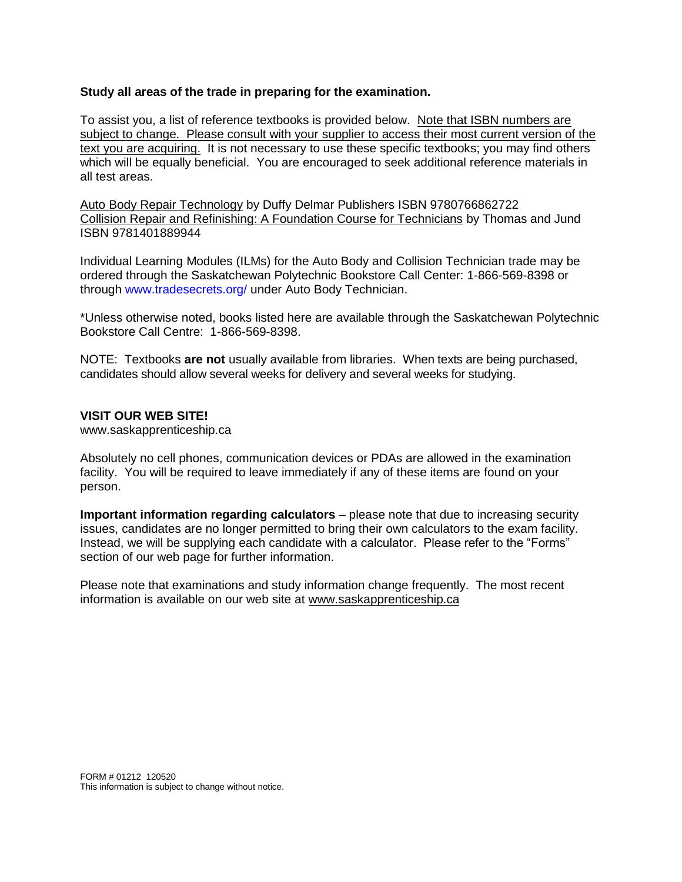**Study all areas of the trade in preparing for the examination.**

To assist you, a list of reference textbooks is provided below. Note that ISBN numbers are subject to change. Please consult with your supplier to access their most current version of the text you are acquiring. It is not necessary to use these specific textbooks; you may find others which will be equally beneficial. You are encouraged to seek additional reference materials in all test areas.

Auto Body Repair Technology by Duffy Delmar Publishers ISBN 9780766862722
Collision Repair and Refinishing: A Foundation Course for Technicians by Thomas and Jund ISBN 9781401889944

Individual Learning Modules (ILMs) for the Auto Body and Collision Technician trade may be ordered through the Saskatchewan Polytechnic Bookstore Call Center: 1-866-569-8398 or through www.tradesecrets.org/ under Auto Body Technician.

*Unless otherwise noted, books listed here are available through the Saskatchewan Polytechnic Bookstore Call Centre: 1-866-569-8398.

NOTE: Textbooks **are not** usually available from libraries. When texts are being purchased, candidates should allow several weeks for delivery and several weeks for studying.

**VISIT OUR WEB SITE!**
www.saskapprenticeship.ca

Absolutely no cell phones, communication devices or PDAs are allowed in the examination facility. You will be required to leave immediately if any of these items are found on your person.

**Important information regarding calculators** – please note that due to increasing security issues, candidates are no longer permitted to bring their own calculators to the exam facility. Instead, we will be supplying each candidate with a calculator. Please refer to the "Forms" section of our web page for further information.

Please note that examinations and study information change frequently. The most recent information is available on our web site at www.saskapprenticeship.ca

FORM # 01212 120520
This information is subject to change without notice.